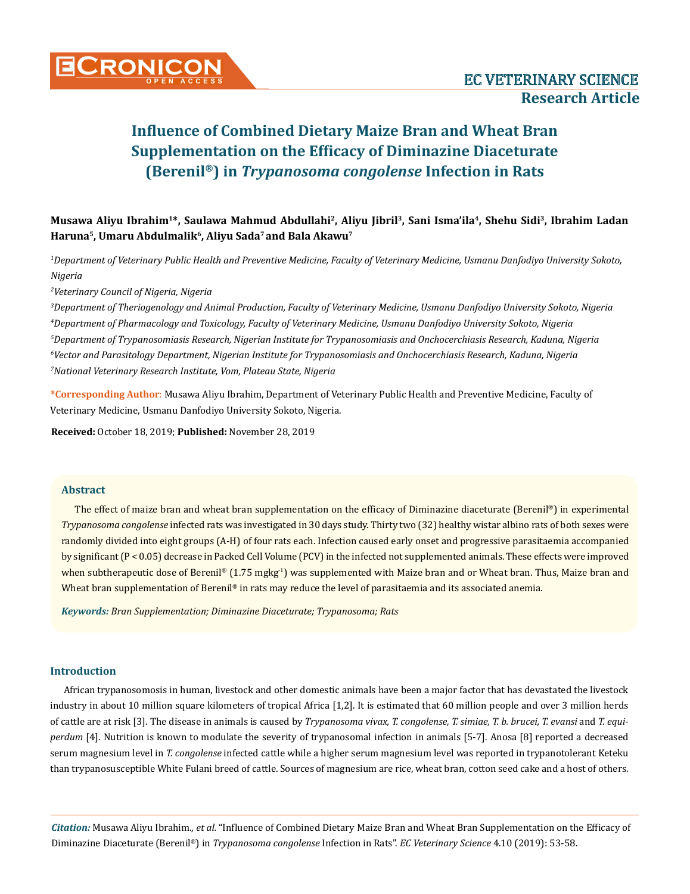# Influence of Combined Dietary Maize Bran and Wheat Bran Supplementation on the Efficacy of Diminazine Diaceturate (Berenil®) in *Trypanosoma congolense* Infection in Rats

**Musawa Aliyu Ibrahim[1]\*, Saulawa Mahmud Abdullahi[2], Aliyu Jibril[3], Sani Isma'ila[4], Shehu Sidi[3], Ibrahim Ladan Haruna[5], Umaru Abdulmalik[6], Aliyu Sada[7] and Bala Akawu[7]**

[1]*Department of Veterinary Public Health and Preventive Medicine, Faculty of Veterinary Medicine, Usmanu Danfodiyo University Sokoto, Nigeria*

[2]*Veterinary Council of Nigeria, Nigeria*

[3]*Department of Theriogenology and Animal Production, Faculty of Veterinary Medicine, Usmanu Danfodiyo University Sokoto, Nigeria*

[4]*Department of Pharmacology and Toxicology, Faculty of Veterinary Medicine, Usmanu Danfodiyo University Sokoto, Nigeria*

[5]*Department of Trypanosomiasis Research, Nigerian Institute for Trypanosomiasis and Onchocerchiasis Research, Kaduna, Nigeria*

[6]*Vector and Parasitology Department, Nigerian Institute for Trypanosomiasis and Onchocerchiasis Research, Kaduna, Nigeria*

[7]*National Veterinary Research Institute, Vom, Plateau State, Nigeria*

**\*Corresponding Author:** Musawa Aliyu Ibrahim, Department of Veterinary Public Health and Preventive Medicine, Faculty of Veterinary Medicine, Usmanu Danfodiyo University Sokoto, Nigeria.

**Received:** October 18, 2019; **Published:** November 28, 2019

## Abstract

The effect of maize bran and wheat bran supplementation on the efficacy of Diminazine diaceturate (Berenil®) in experimental *Trypanosoma congolense* infected rats was investigated in 30 days study. Thirty two (32) healthy wistar albino rats of both sexes were randomly divided into eight groups (A-H) of four rats each. Infection caused early onset and progressive parasitaemia accompanied by significant ($P < 0.05$) decrease in Packed Cell Volume (PCV) in the infected not supplemented animals. These effects were improved when subtherapeutic dose of Berenil® (1.75 $mgkg^{-1}$) was supplemented with Maize bran and or Wheat bran. Thus, Maize bran and Wheat bran supplementation of Berenil® in rats may reduce the level of parasitaemia and its associated anemia.

***Keywords:** Bran Supplementation; Diminazine Diaceturate; Trypanosoma; Rats*

## Introduction

African trypanosomosis in human, livestock and other domestic animals have been a major factor that has devastated the livestock industry in about 10 million square kilometers of tropical Africa [1,2]. It is estimated that 60 million people and over 3 million herds of cattle are at risk [3]. The disease in animals is caused by *Trypanosoma vivax, T. congolense, T. simiae, T. b. brucei, T. evansi* and *T. equiperdum* [4]. Nutrition is known to modulate the severity of trypanosomal infection in animals [5-7]. Anosa [8] reported a decreased serum magnesium level in *T. congolense* infected cattle while a higher serum magnesium level was reported in trypanotolerant Keteku than trypanosusceptible White Fulani breed of cattle. Sources of magnesium are rice, wheat bran, cotton seed cake and a host of others.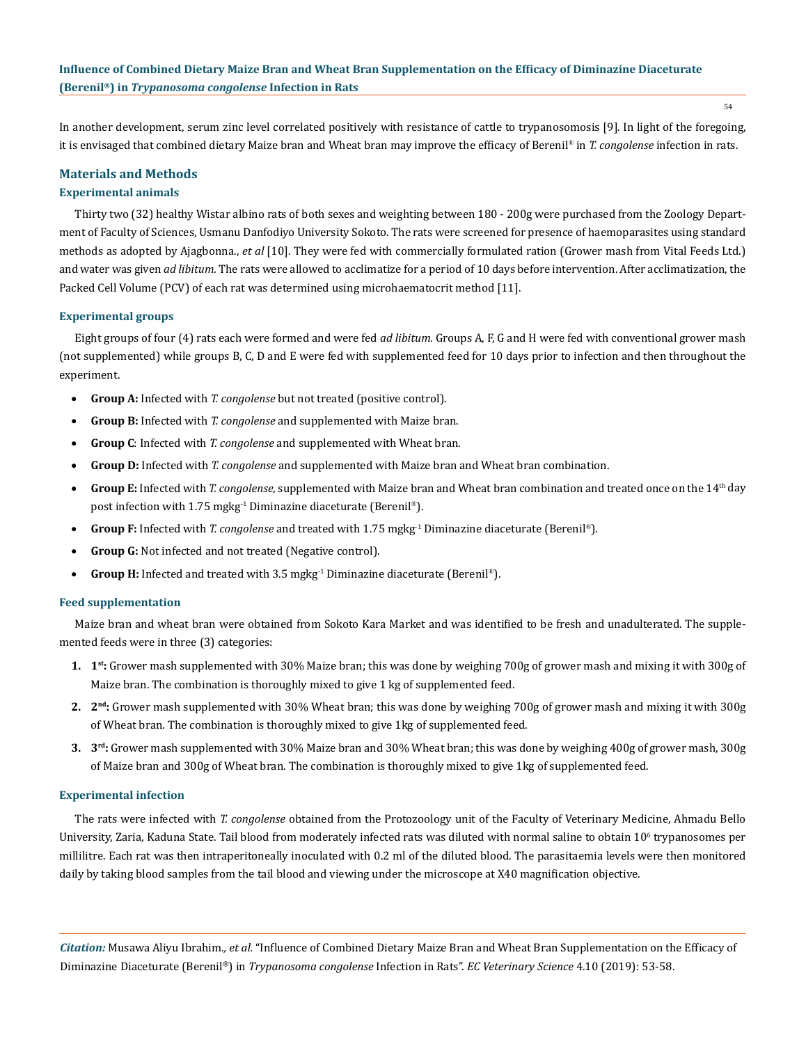In another development, serum zinc level correlated positively with resistance of cattle to trypanosomosis [9]. In light of the foregoing, it is envisaged that combined dietary Maize bran and Wheat bran may improve the efficacy of Berenil® in *T. congolense* infection in rats.

## Materials and Methods

### Experimental animals

Thirty two (32) healthy Wistar albino rats of both sexes and weighting between 180 - 200g were purchased from the Zoology Department of Faculty of Sciences, Usmanu Danfodiyo University Sokoto. The rats were screened for presence of haemoparasites using standard methods as adopted by Ajagbonna., *et al* [10]. They were fed with commercially formulated ration (Grower mash from Vital Feeds Ltd.) and water was given *ad libitum*. The rats were allowed to acclimatize for a period of 10 days before intervention. After acclimatization, the Packed Cell Volume (PCV) of each rat was determined using microhaematocrit method [11].

### Experimental groups

Eight groups of four (4) rats each were formed and were fed *ad libitum.* Groups A, F, G and H were fed with conventional grower mash (not supplemented) while groups B, C, D and E were fed with supplemented feed for 10 days prior to infection and then throughout the experiment.

- **Group A:** Infected with *T. congolense* but not treated (positive control).
- **Group B:** Infected with *T. congolense* and supplemented with Maize bran.
- **Group C**: Infected with *T. congolense* and supplemented with Wheat bran.
- **Group D:** Infected with *T. congolense* and supplemented with Maize bran and Wheat bran combination.
- **Group E:** Infected with *T. congolense*, supplemented with Maize bran and Wheat bran combination and treated once on the 14th day post infection with 1.75 $mgkg^{-1}$ Diminazine diaceturate (Berenil®).
- **Group F:** Infected with *T. congolense* and treated with 1.75 $mgkg^{-1}$ Diminazine diaceturate (Berenil®).
- **Group G:** Not infected and not treated (Negative control).
- **Group H:** Infected and treated with 3.5 $mgkg^{-1}$ Diminazine diaceturate (Berenil®).

### Feed supplementation

Maize bran and wheat bran were obtained from Sokoto Kara Market and was identified to be fresh and unadulterated. The supplemented feeds were in three (3) categories:

1. **1st:** Grower mash supplemented with 30% Maize bran; this was done by weighing 700g of grower mash and mixing it with 300g of Maize bran. The combination is thoroughly mixed to give 1 kg of supplemented feed.
2. **2nd:** Grower mash supplemented with 30% Wheat bran; this was done by weighing 700g of grower mash and mixing it with 300g of Wheat bran. The combination is thoroughly mixed to give 1kg of supplemented feed.
3. **3rd:** Grower mash supplemented with 30% Maize bran and 30% Wheat bran; this was done by weighing 400g of grower mash, 300g of Maize bran and 300g of Wheat bran. The combination is thoroughly mixed to give 1kg of supplemented feed.

### Experimental infection

The rats were infected with *T. congolense* obtained from the Protozoology unit of the Faculty of Veterinary Medicine, Ahmadu Bello University, Zaria, Kaduna State. Tail blood from moderately infected rats was diluted with normal saline to obtain $10^6$ trypanosomes per millilitre. Each rat was then intraperitoneally inoculated with 0.2 ml of the diluted blood. The parasitaemia levels were then monitored daily by taking blood samples from the tail blood and viewing under the microscope at X40 magnification objective.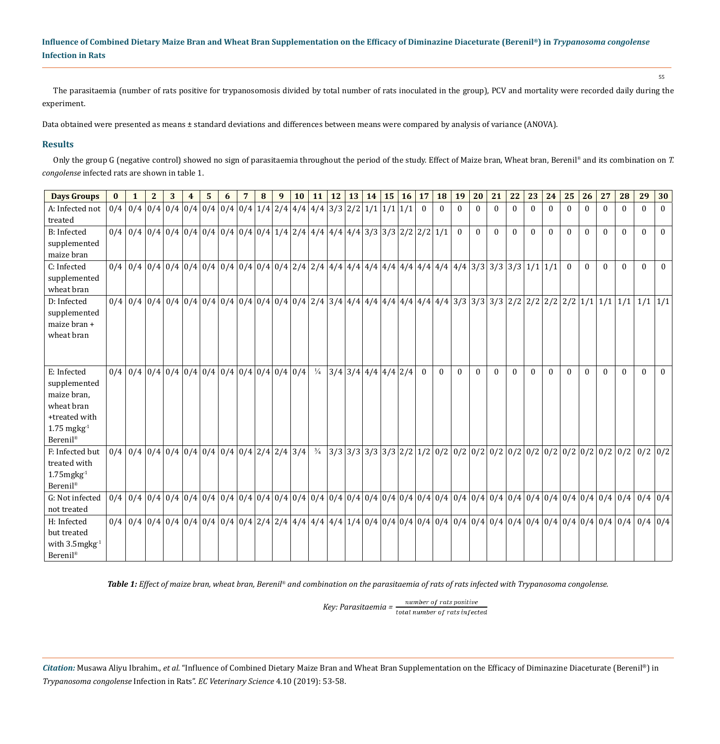The parasitaemia (number of rats positive for trypanosomosis divided by total number of rats inoculated in the group), PCV and mortality were recorded daily during the experiment.

Data obtained were presented as means ± standard deviations and differences between means were compared by analysis of variance (ANOVA).

## Results

Only the group G (negative control) showed no sign of parasitaemia throughout the period of the study. Effect of Maize bran, Wheat bran, Berenil® and its combination on *T. congolense* infected rats are shown in table 1.

| Days Groups | 0 | 1 | 2 | 3 | 4 | 5 | 6 | 7 | 8 | 9 | 10 | 11 | 12 | 13 | 14 | 15 | 16 | 17 | 18 | 19 | 20 | 21 | 22 | 23 | 24 | 25 | 26 | 27 | 28 | 29 | 30 |
|---|---|---|---|---|---|---|---|---|---|---|---|---|---|---|---|---|---|---|---|---|---|---|---|---|---|---|---|---|---|---|---|
| A: Infected not treated | 0/4 | 0/4 | 0/4 | 0/4 | 0/4 | 0/4 | 0/4 | 0/4 | 1/4 | 2/4 | 4/4 | 4/4 | 3/3 | 2/2 | 1/1 | 1/1 | 1/1 | 0 | 0 | 0 | 0 | 0 | 0 | 0 | 0 | 0 | 0 | 0 | 0 | 0 | 0 |
| B: Infected supplemented maize bran | 0/4 | 0/4 | 0/4 | 0/4 | 0/4 | 0/4 | 0/4 | 0/4 | 0/4 | 1/4 | 2/4 | 4/4 | 4/4 | 4/4 | 3/3 | 3/3 | 2/2 | 2/2 | 1/1 | 0 | 0 | 0 | 0 | 0 | 0 | 0 | 0 | 0 | 0 | 0 | 0 |
| C: Infected supplemented wheat bran | 0/4 | 0/4 | 0/4 | 0/4 | 0/4 | 0/4 | 0/4 | 0/4 | 0/4 | 0/4 | 2/4 | 2/4 | 4/4 | 4/4 | 4/4 | 4/4 | 4/4 | 4/4 | 4/4 | 4/4 | 3/3 | 3/3 | 3/3 | 1/1 | 1/1 | 0 | 0 | 0 | 0 | 0 | 0 |
| D: Infected supplemented maize bran + wheat bran | 0/4 | 0/4 | 0/4 | 0/4 | 0/4 | 0/4 | 0/4 | 0/4 | 0/4 | 0/4 | 0/4 | 2/4 | 3/4 | 4/4 | 4/4 | 4/4 | 4/4 | 4/4 | 4/4 | 3/3 | 3/3 | 3/3 | 2/2 | 2/2 | 2/2 | 2/2 | 1/1 | 1/1 | 1/1 | 1/1 | 1/1 |
| E: Infected supplemented maize bran, wheat bran +treated with 1.75 mgkg[-1] Berenil® | 0/4 | 0/4 | 0/4 | 0/4 | 0/4 | 0/4 | 0/4 | 0/4 | 0/4 | 0/4 | 0/4 | ¼ | 3/4 | 3/4 | 4/4 | 4/4 | 2/4 | 0 | 0 | 0 | 0 | 0 | 0 | 0 | 0 | 0 | 0 | 0 | 0 | 0 | 0 |
| F: Infected but treated with 1.75mgkg[-1] Berenil® | 0/4 | 0/4 | 0/4 | 0/4 | 0/4 | 0/4 | 0/4 | 0/4 | 2/4 | 2/4 | 3/4 | ¾ | 3/3 | 3/3 | 3/3 | 3/3 | 2/2 | 1/2 | 0/2 | 0/2 | 0/2 | 0/2 | 0/2 | 0/2 | 0/2 | 0/2 | 0/2 | 0/2 | 0/2 | 0/2 | 0/2 |
| G: Not infected not treated | 0/4 | 0/4 | 0/4 | 0/4 | 0/4 | 0/4 | 0/4 | 0/4 | 0/4 | 0/4 | 0/4 | 0/4 | 0/4 | 0/4 | 0/4 | 0/4 | 0/4 | 0/4 | 0/4 | 0/4 | 0/4 | 0/4 | 0/4 | 0/4 | 0/4 | 0/4 | 0/4 | 0/4 | 0/4 | 0/4 | 0/4 |
| H: Infected but treated with 3.5mgkg[-1] Berenil® | 0/4 | 0/4 | 0/4 | 0/4 | 0/4 | 0/4 | 0/4 | 0/4 | 2/4 | 2/4 | 4/4 | 4/4 | 4/4 | 1/4 | 0/4 | 0/4 | 0/4 | 0/4 | 0/4 | 0/4 | 0/4 | 0/4 | 0/4 | 0/4 | 0/4 | 0/4 | 0/4 | 0/4 | 0/4 | 0/4 | 0/4 |

***Table 1:*** *Effect of maize bran, wheat bran, Berenil® and combination on the parasitaemia of rats of rats infected with Trypanosoma congolense.*

*Key: Parasitaemia =* $\frac{number\ of\ rats\ positive}{total\ number\ of\ rats\ infected}$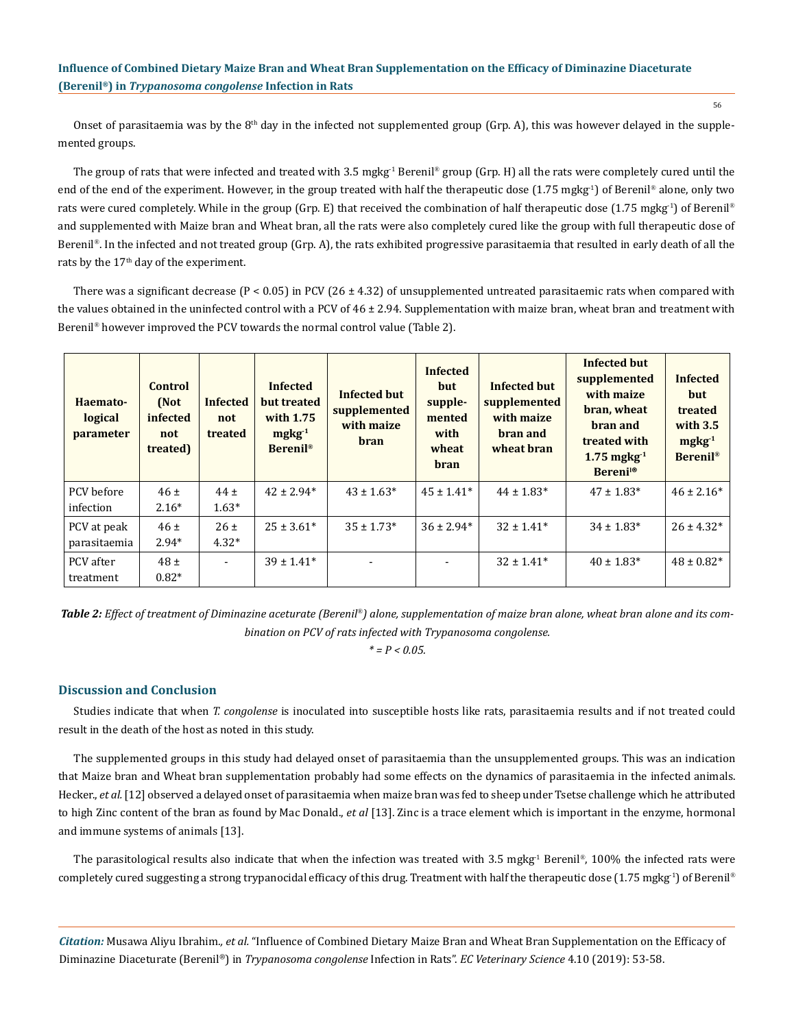Onset of parasitaemia was by the 8th day in the infected not supplemented group (Grp. A), this was however delayed in the supplemented groups.

The group of rats that were infected and treated with 3.5 $mgkg^{-1}$ Berenil® group (Grp. H) all the rats were completely cured until the end of the end of the experiment. However, in the group treated with half the therapeutic dose (1.75 $mgkg^{-1}$) of Berenil® alone, only two rats were cured completely. While in the group (Grp. E) that received the combination of half therapeutic dose (1.75 $mgkg^{-1}$) of Berenil® and supplemented with Maize bran and Wheat bran, all the rats were also completely cured like the group with full therapeutic dose of Berenil®. In the infected and not treated group (Grp. A), the rats exhibited progressive parasitaemia that resulted in early death of all the rats by the 17th day of the experiment.

There was a significant decrease ($P < 0.05$) in PCV (26 ± 4.32) of unsupplemented untreated parasitaemic rats when compared with the values obtained in the uninfected control with a PCV of 46 ± 2.94. Supplementation with maize bran, wheat bran and treatment with Berenil® however improved the PCV towards the normal control value (Table 2).

| Haemato-logical parameter | Control (Not infected not treated) | Infected not treated | Infected but treated with 1.75 $mgkg^{-1}$ Berenil® | Infected but supplemented with maize bran | Infected but supple-mented with wheat bran | Infected but supplemented with maize bran and wheat bran | Infected but supplemented with maize bran, wheat bran and treated with 1.75 $mgkg^{-1}$ Bereni® | Infected but treated with 3.5 $mgkg^{-1}$ Berenil® |
|---|---|---|---|---|---|---|---|---|
| PCV before infection | 46 ± 2.16* | 44 ± 1.63* | 42 ± 2.94* | 43 ± 1.63* | 45 ± 1.41* | 44 ± 1.83* | 47 ± 1.83* | 46 ± 2.16* |
| PCV at peak parasitaemia | 46 ± 2.94* | 26 ± 4.32* | 25 ± 3.61* | 35 ± 1.73* | 36 ± 2.94* | 32 ± 1.41* | 34 ± 1.83* | 26 ± 4.32* |
| PCV after treatment | 48 ± 0.82* | - | 39 ± 1.41* | - | - | 32 ± 1.41* | 40 ± 1.83* | 48 ± 0.82* |

***Table 2:*** *Effect of treatment of Diminazine aceturate (Berenil®) alone, supplementation of maize bran alone, wheat bran alone and its combination on PCV of rats infected with Trypanosoma congolese.*

*$* = P < 0.05$.*

## Discussion and Conclusion

Studies indicate that when *T. congolese* is inoculated into susceptible hosts like rats, parasitaemia results and if not treated could result in the death of the host as noted in this study.

The supplemented groups in this study had delayed onset of parasitaemia than the unsupplemented groups. This was an indication that Maize bran and Wheat bran supplementation probably had some effects on the dynamics of parasitaemia in the infected animals. Hecker., *et al.* [12] observed a delayed onset of parasitaemia when maize bran was fed to sheep under Tsetse challenge which he attributed to high Zinc content of the bran as found by Mac Donald., *et al* [13]. Zinc is a trace element which is important in the enzyme, hormonal and immune systems of animals [13].

The parasitological results also indicate that when the infection was treated with 3.5 $mgkg^{-1}$ Berenil®, 100% the infected rats were completely cured suggesting a strong trypanocidal efficacy of this drug. Treatment with half the therapeutic dose (1.75 $mgkg^{-1}$) of Berenil®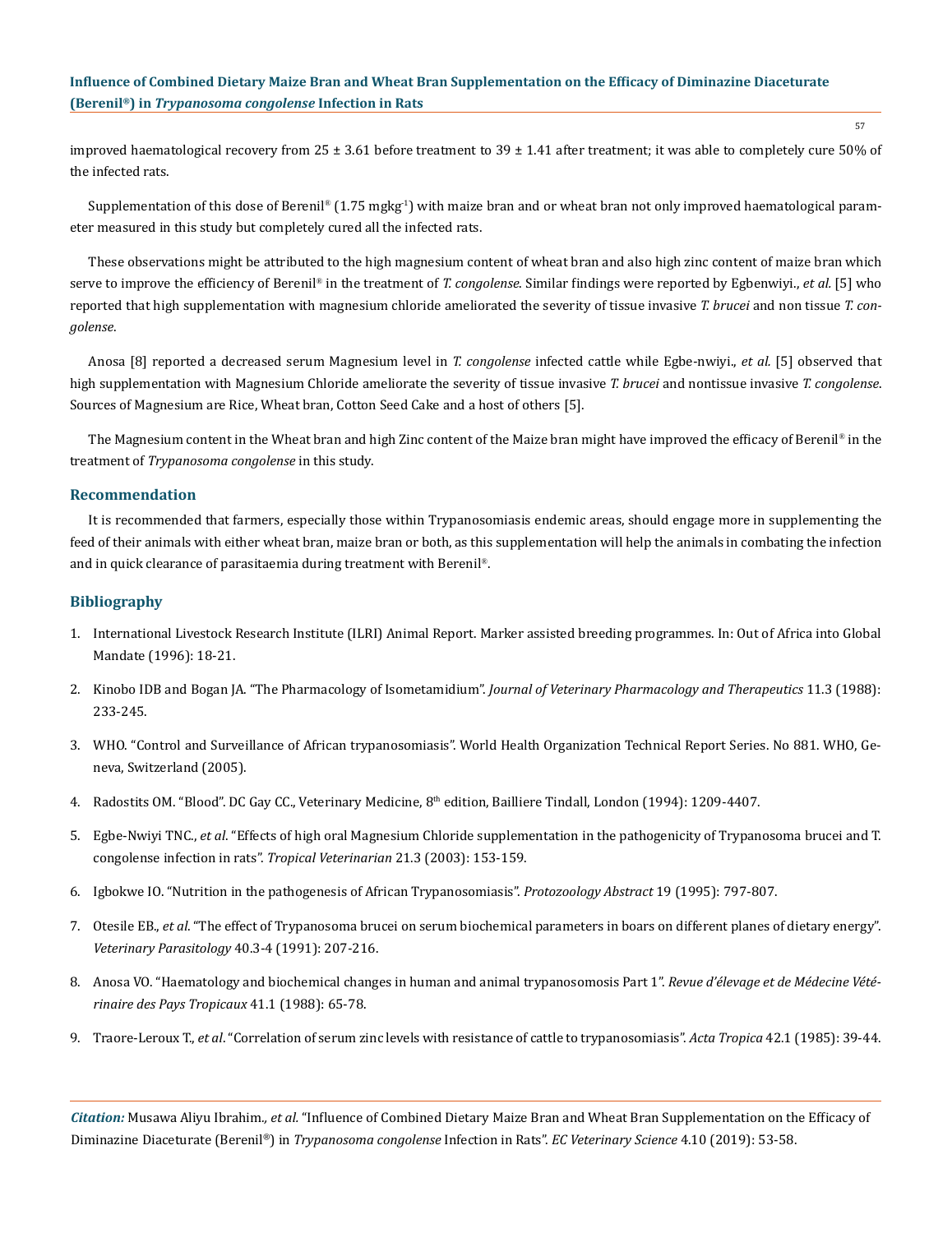improved haematological recovery from 25 ± 3.61 before treatment to 39 ± 1.41 after treatment; it was able to completely cure 50% of the infected rats.

Supplementation of this dose of Berenil® (1.75 $mgkg^{-1}$) with maize bran and or wheat bran not only improved haematological parameter measured in this study but completely cured all the infected rats.

These observations might be attributed to the high magnesium content of wheat bran and also high zinc content of maize bran which serve to improve the efficiency of Berenil® in the treatment of *T. congolense*. Similar findings were reported by Egbenwiyi., *et al.* [5] who reported that high supplementation with magnesium chloride ameliorated the severity of tissue invasive *T. brucei* and non tissue *T. congolense*.

Anosa [8] reported a decreased serum Magnesium level in *T. congolense* infected cattle while Egbe-nwiyi., *et al.* [5] observed that high supplementation with Magnesium Chloride ameliorate the severity of tissue invasive *T. brucei* and nontissue invasive *T. congolense*. Sources of Magnesium are Rice, Wheat bran, Cotton Seed Cake and a host of others [5].

The Magnesium content in the Wheat bran and high Zinc content of the Maize bran might have improved the efficacy of Berenil® in the treatment of *Trypanosoma congolense* in this study.

## Recommendation

It is recommended that farmers, especially those within Trypanosomiasis endemic areas, should engage more in supplementing the feed of their animals with either wheat bran, maize bran or both, as this supplementation will help the animals in combating the infection and in quick clearance of parasitaemia during treatment with Berenil®.

## Bibliography

1. International Livestock Research Institute (ILRI) Animal Report. Marker assisted breeding programmes. In: Out of Africa into Global Mandate (1996): 18-21.
2. Kinobo IDB and Bogan JA. "The Pharmacology of Isometamidium". *Journal of Veterinary Pharmacology and Therapeutics* 11.3 (1988): 233-245.
3. WHO. "Control and Surveillance of African trypanosomiasis". World Health Organization Technical Report Series. No 881. WHO, Geneva, Switzerland (2005).
4. Radostits OM. "Blood". DC Gay CC., Veterinary Medicine, 8th edition, Bailliere Tindall, London (1994): 1209-4407.
5. Egbe-Nwiyi TNC., *et al*. "Effects of high oral Magnesium Chloride supplementation in the pathogenicity of Trypanosoma brucei and T. congolense infection in rats". *Tropical Veterinarian* 21.3 (2003): 153-159.
6. Igbokwe IO. "Nutrition in the pathogenesis of African Trypanosomiasis". *Protozoology Abstract* 19 (1995): 797-807.
7. Otesile EB., *et al*. "The effect of Trypanosoma brucei on serum biochemical parameters in boars on different planes of dietary energy". *Veterinary Parasitology* 40.3-4 (1991): 207-216.
8. Anosa VO. "Haematology and biochemical changes in human and animal trypanosomosis Part 1". *Revue d'élevage et de Médecine Vétérinaire des Pays Tropicaux* 41.1 (1988): 65-78.
9. Traore-Leroux T., *et al*. "Correlation of serum zinc levels with resistance of cattle to trypanosomiasis". *Acta Tropica* 42.1 (1985): 39-44.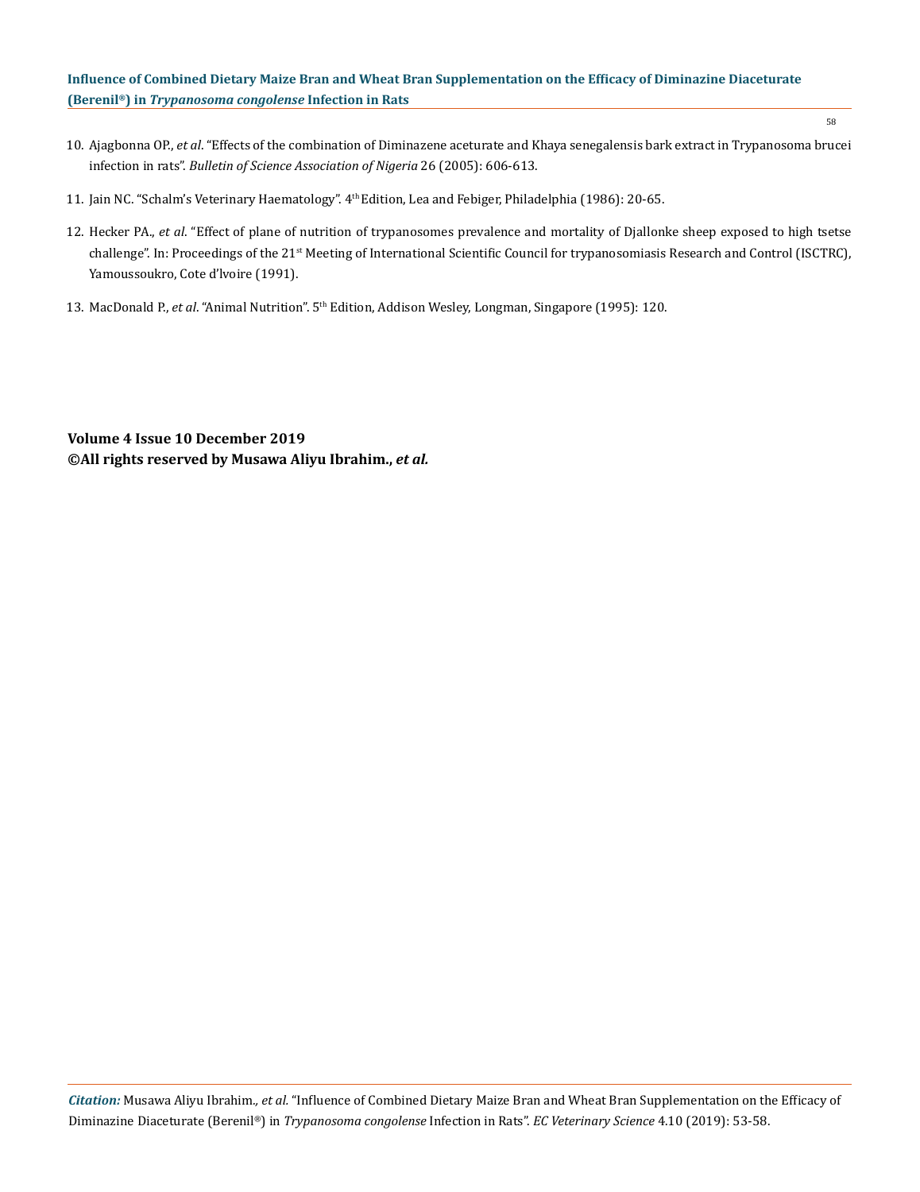10. Ajagbonna OP., *et al*. "Effects of the combination of Diminazene aceturate and Khaya senegalensis bark extract in Trypanosoma brucei infection in rats". *Bulletin of Science Association of Nigeria* 26 (2005): 606-613.

11. Jain NC. "Schalm's Veterinary Haematology". 4th Edition, Lea and Febiger, Philadelphia (1986): 20-65.

12. Hecker PA., *et al*. "Effect of plane of nutrition of trypanosomes prevalence and mortality of Djallonke sheep exposed to high tsetse challenge". In: Proceedings of the 21st Meeting of International Scientific Council for trypanosomiasis Research and Control (ISCTRC), Yamoussoukro, Cote d'lvoire (1991).

13. MacDonald P., *et al*. "Animal Nutrition". 5th Edition, Addison Wesley, Longman, Singapore (1995): 120.

**Volume 4 Issue 10 December 2019**
**©All rights reserved by Musawa Aliyu Ibrahim., *et al.***